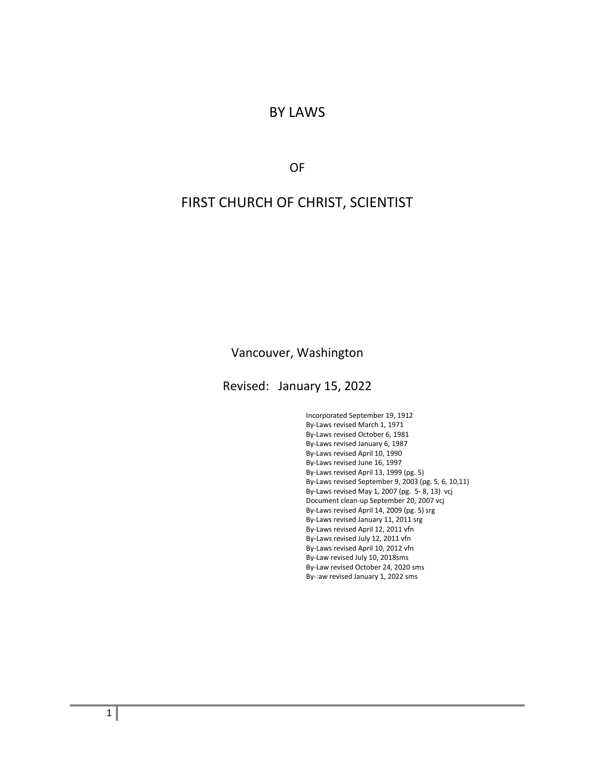# BY LAWS

## OF

# FIRST CHURCH OF CHRIST, SCIENTIST

Vancouver, Washington

Revised: January 15, 2022

Incorporated September 19, 1912
By-Laws revised March 1, 1971
By-Laws revised October 6, 1981
By-Laws revised January 6, 1987
By-Laws revised April 10, 1990
By-Laws revised June 16, 1997
By-Laws revised April 13, 1999 (pg. 5)
By-Laws revised September 9, 2003 (pg. 5, 6, 10,11)
By-Laws revised May 1, 2007 (pg. 5- 8, 13) vcj
Document clean-up September 20, 2007 vcj
By-Laws revised April 14, 2009 (pg. 5) srg
By-Laws revised January 11, 2011 srg
By-Laws revised April 12, 2011 vfn
By-Laws revised July 12, 2011 vfn
By-Laws revised April 10, 2012 vfn
By-Law revised July 10, 2018sms
By-Law revised October 24, 2020 sms
By-:aw revised January 1, 2022 sms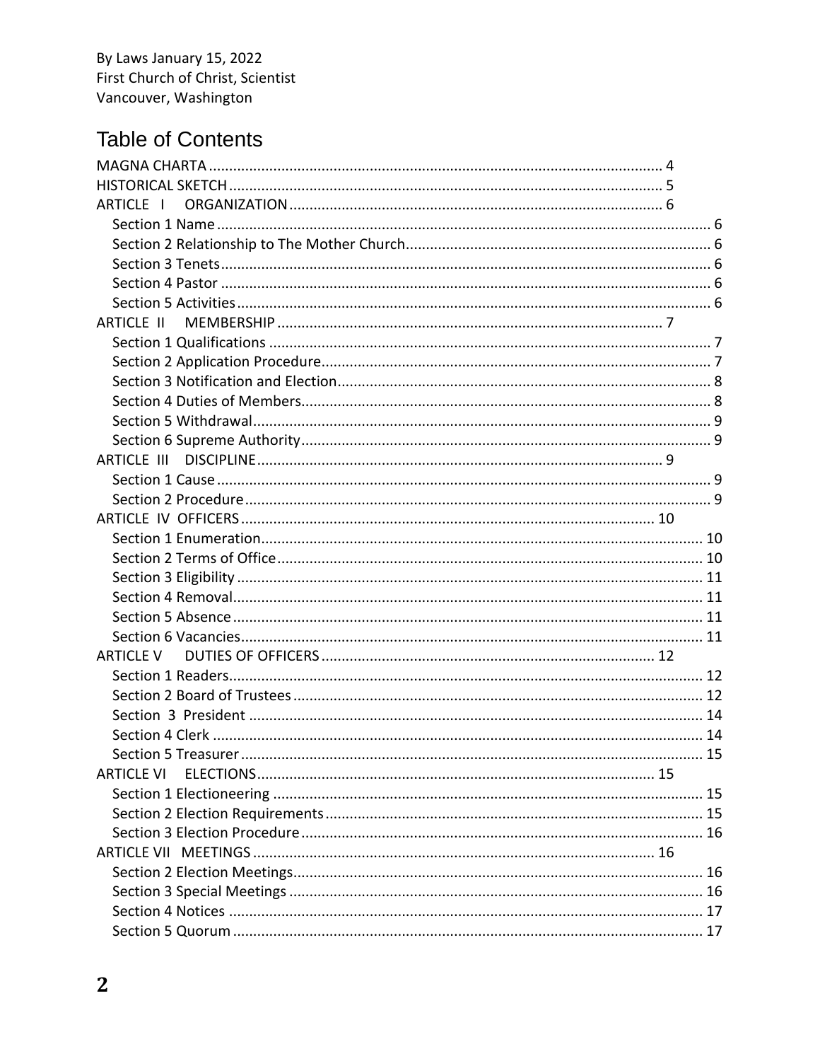By Laws January 15, 2022
First Church of Christ, Scientist
Vancouver, Washington

# Table of Contents

MAGNA CHARTA ........ 4
HISTORICAL SKETCH ........ 5
ARTICLE I ORGANIZATION ........ 6
- Section 1 Name ........ 6
- Section 2 Relationship to The Mother Church ........ 6
- Section 3 Tenets ........ 6
- Section 4 Pastor ........ 6
- Section 5 Activities ........ 6

ARTICLE II MEMBERSHIP ........ 7
- Section 1 Qualifications ........ 7
- Section 2 Application Procedure ........ 7
- Section 3 Notification and Election ........ 8
- Section 4 Duties of Members ........ 8
- Section 5 Withdrawal ........ 9
- Section 6 Supreme Authority ........ 9

ARTICLE III DISCIPLINE ........ 9
- Section 1 Cause ........ 9
- Section 2 Procedure ........ 9

ARTICLE IV OFFICERS ........ 10
- Section 1 Enumeration ........ 10
- Section 2 Terms of Office ........ 10
- Section 3 Eligibility ........ 11
- Section 4 Removal ........ 11
- Section 5 Absence ........ 11
- Section 6 Vacancies ........ 11

ARTICLE V DUTIES OF OFFICERS ........ 12
- Section 1 Readers ........ 12
- Section 2 Board of Trustees ........ 12
- Section 3 President ........ 14
- Section 4 Clerk ........ 14
- Section 5 Treasurer ........ 15

ARTICLE VI ELECTIONS ........ 15
- Section 1 Electioneering ........ 15
- Section 2 Election Requirements ........ 15
- Section 3 Election Procedure ........ 16

ARTICLE VII MEETINGS ........ 16
- Section 2 Election Meetings ........ 16
- Section 3 Special Meetings ........ 16
- Section 4 Notices ........ 17
- Section 5 Quorum ........ 17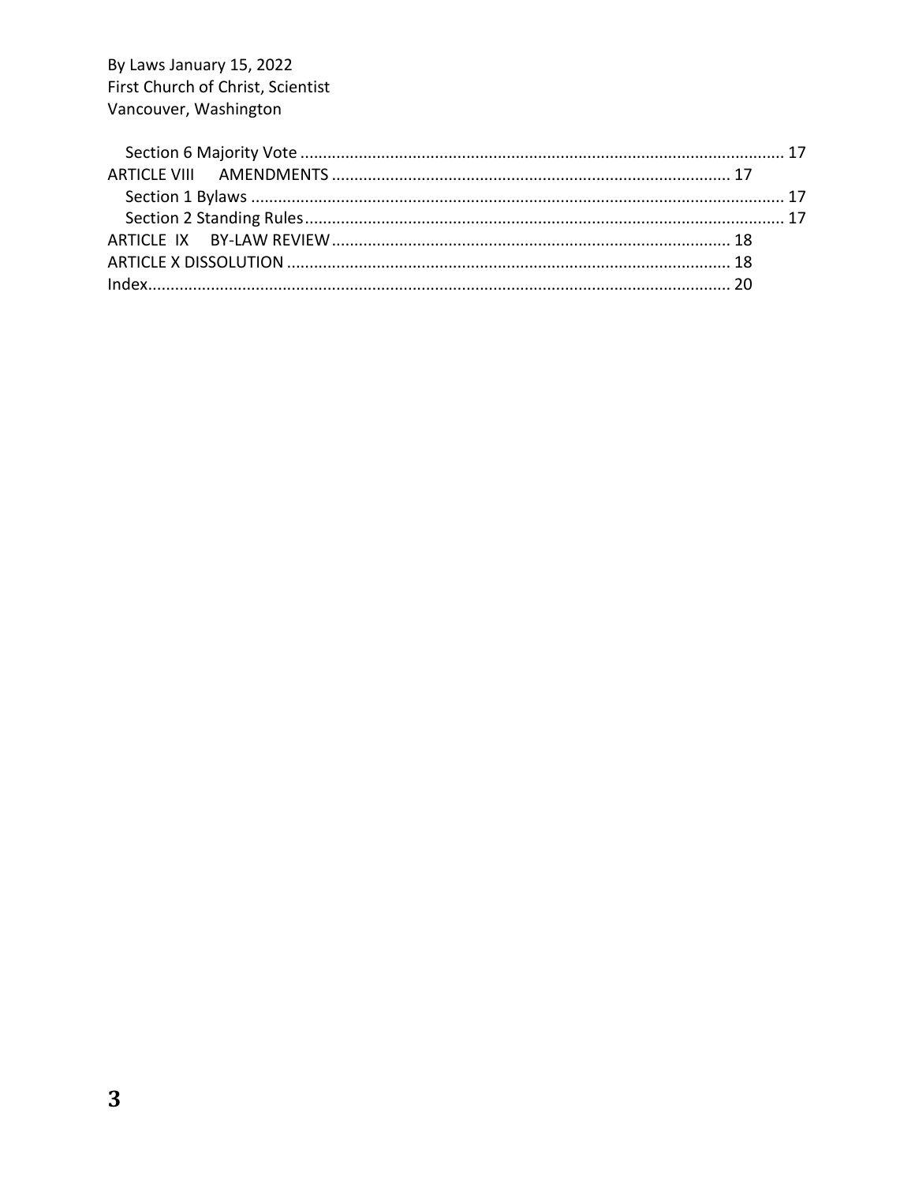Section 6 Majority Vote ........................................................................................................ 17
ARTICLE VIII AMENDMENTS ........................................................................................ 17
Section 1 Bylaws ........................................................................................................ 17
Section 2 Standing Rules ........................................................................................................ 17
ARTICLE IX BY-LAW REVIEW ........................................................................................ 18
ARTICLE X DISSOLUTION ........................................................................................ 18
Index........................................................................................................ 20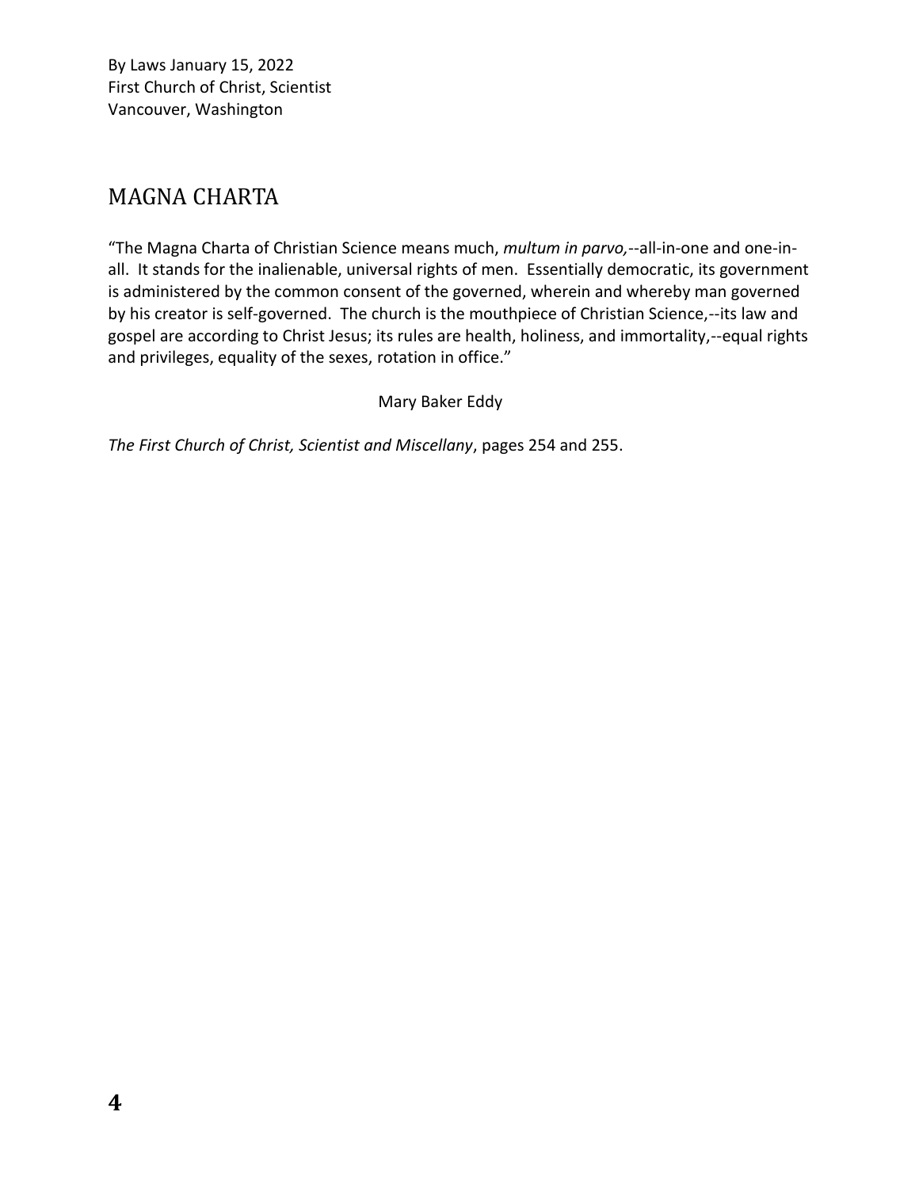## MAGNA CHARTA

"The Magna Charta of Christian Science means much, *multum in parvo,*--all-in-one and one-in-all. It stands for the inalienable, universal rights of men. Essentially democratic, its government is administered by the common consent of the governed, wherein and whereby man governed by his creator is self-governed. The church is the mouthpiece of Christian Science,--its law and gospel are according to Christ Jesus; its rules are health, holiness, and immortality,--equal rights and privileges, equality of the sexes, rotation in office."

Mary Baker Eddy

*The First Church of Christ, Scientist and Miscellany*, pages 254 and 255.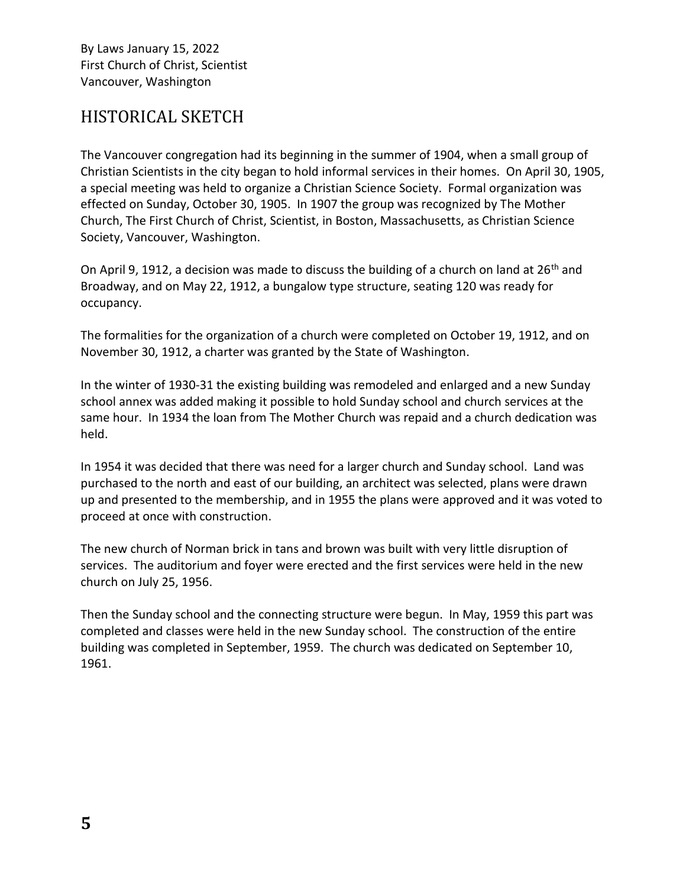By Laws January 15, 2022
First Church of Christ, Scientist
Vancouver, Washington

## HISTORICAL SKETCH

The Vancouver congregation had its beginning in the summer of 1904, when a small group of Christian Scientists in the city began to hold informal services in their homes. On April 30, 1905, a special meeting was held to organize a Christian Science Society. Formal organization was effected on Sunday, October 30, 1905. In 1907 the group was recognized by The Mother Church, The First Church of Christ, Scientist, in Boston, Massachusetts, as Christian Science Society, Vancouver, Washington.

On April 9, 1912, a decision was made to discuss the building of a church on land at 26th and Broadway, and on May 22, 1912, a bungalow type structure, seating 120 was ready for occupancy.

The formalities for the organization of a church were completed on October 19, 1912, and on November 30, 1912, a charter was granted by the State of Washington.

In the winter of 1930-31 the existing building was remodeled and enlarged and a new Sunday school annex was added making it possible to hold Sunday school and church services at the same hour. In 1934 the loan from The Mother Church was repaid and a church dedication was held.

In 1954 it was decided that there was need for a larger church and Sunday school. Land was purchased to the north and east of our building, an architect was selected, plans were drawn up and presented to the membership, and in 1955 the plans were approved and it was voted to proceed at once with construction.

The new church of Norman brick in tans and brown was built with very little disruption of services. The auditorium and foyer were erected and the first services were held in the new church on July 25, 1956.

Then the Sunday school and the connecting structure were begun. In May, 1959 this part was completed and classes were held in the new Sunday school. The construction of the entire building was completed in September, 1959. The church was dedicated on September 10, 1961.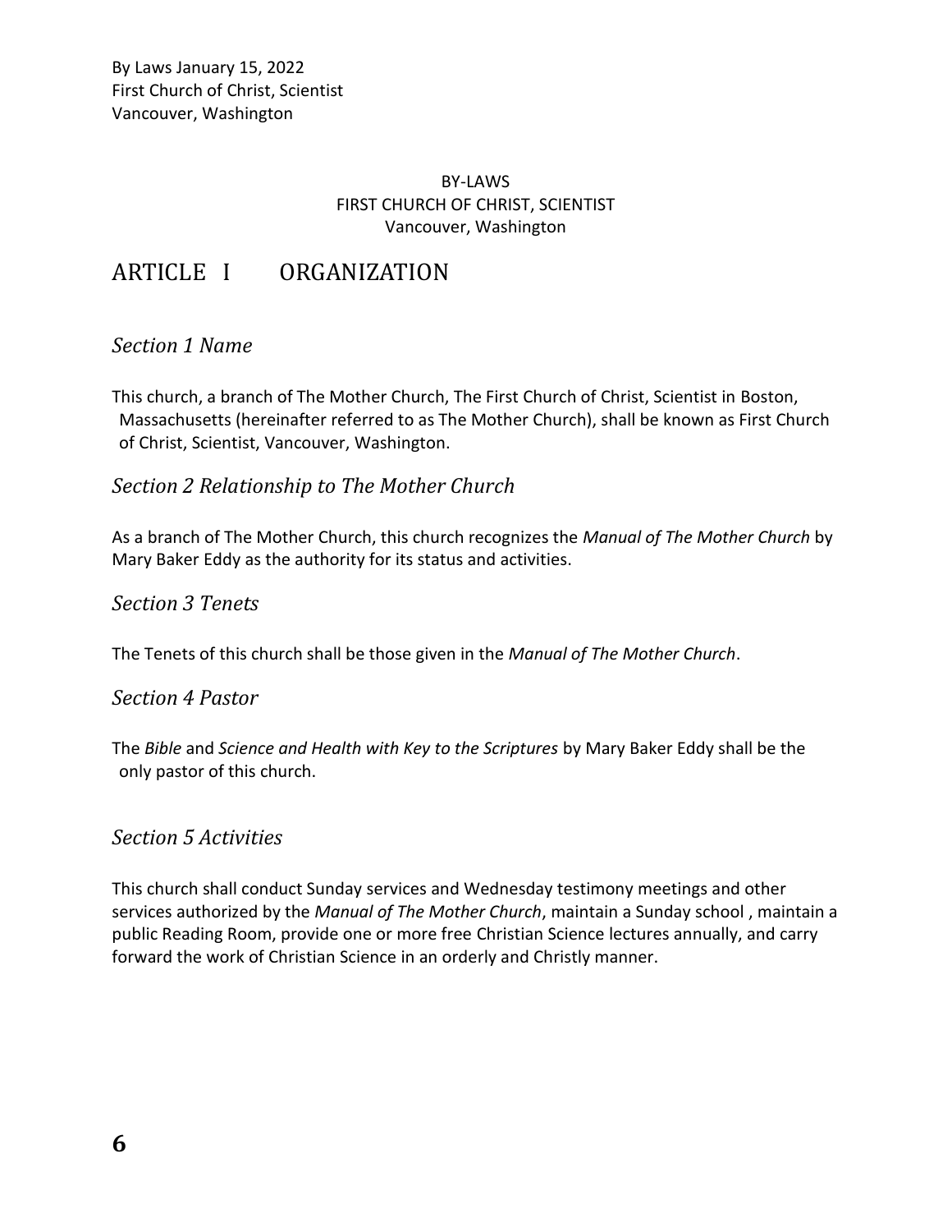By Laws January 15, 2022
First Church of Christ, Scientist
Vancouver, Washington

BY-LAWS
FIRST CHURCH OF CHRIST, SCIENTIST
Vancouver, Washington

# ARTICLE I ORGANIZATION

## *Section 1 Name*

This church, a branch of The Mother Church, The First Church of Christ, Scientist in Boston, Massachusetts (hereinafter referred to as The Mother Church), shall be known as First Church of Christ, Scientist, Vancouver, Washington.

## *Section 2 Relationship to The Mother Church*

As a branch of The Mother Church, this church recognizes the *Manual of The Mother Church* by Mary Baker Eddy as the authority for its status and activities.

## *Section 3 Tenets*

The Tenets of this church shall be those given in the *Manual of The Mother Church*.

## *Section 4 Pastor*

The *Bible* and *Science and Health with Key to the Scriptures* by Mary Baker Eddy shall be the only pastor of this church.

## *Section 5 Activities*

This church shall conduct Sunday services and Wednesday testimony meetings and other services authorized by the *Manual of The Mother Church*, maintain a Sunday school , maintain a public Reading Room, provide one or more free Christian Science lectures annually, and carry forward the work of Christian Science in an orderly and Christly manner.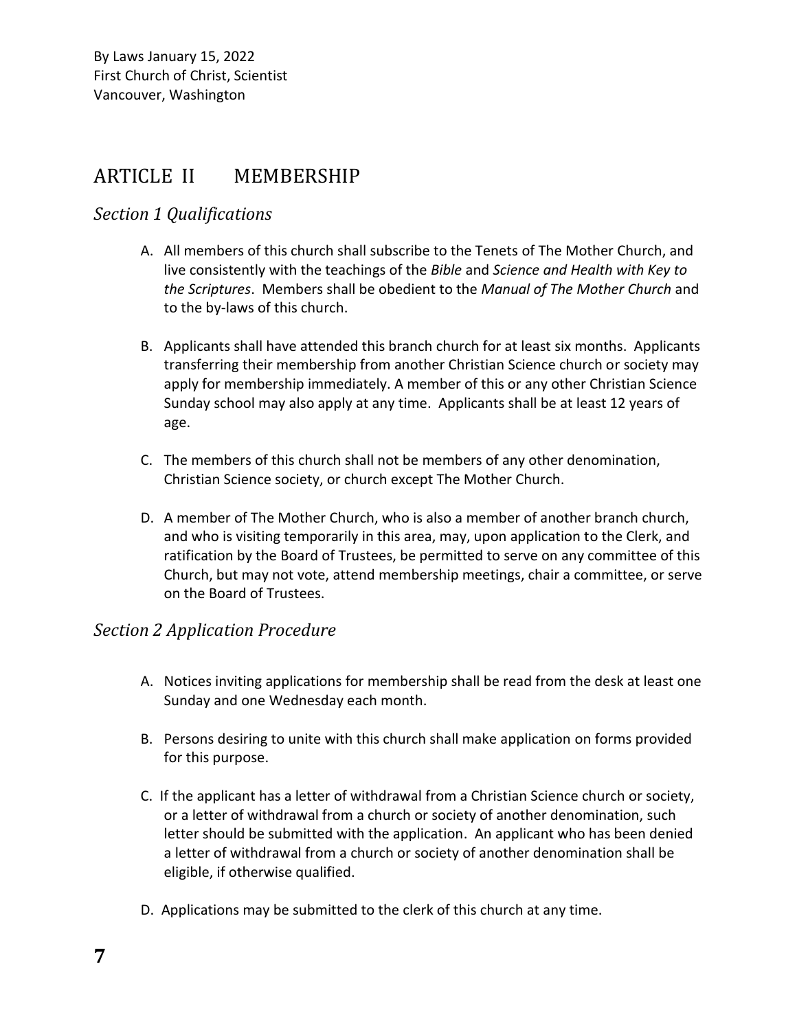## ARTICLE II MEMBERSHIP

### *Section 1 Qualifications*

A. All members of this church shall subscribe to the Tenets of The Mother Church, and live consistently with the teachings of the *Bible* and *Science and Health with Key to the Scriptures*. Members shall be obedient to the *Manual of The Mother Church* and to the by-laws of this church.

B. Applicants shall have attended this branch church for at least six months. Applicants transferring their membership from another Christian Science church or society may apply for membership immediately. A member of this or any other Christian Science Sunday school may also apply at any time. Applicants shall be at least 12 years of age.

C. The members of this church shall not be members of any other denomination, Christian Science society, or church except The Mother Church.

D. A member of The Mother Church, who is also a member of another branch church, and who is visiting temporarily in this area, may, upon application to the Clerk, and ratification by the Board of Trustees, be permitted to serve on any committee of this Church, but may not vote, attend membership meetings, chair a committee, or serve on the Board of Trustees.

### *Section 2 Application Procedure*

A. Notices inviting applications for membership shall be read from the desk at least one Sunday and one Wednesday each month.

B. Persons desiring to unite with this church shall make application on forms provided for this purpose.

C. If the applicant has a letter of withdrawal from a Christian Science church or society, or a letter of withdrawal from a church or society of another denomination, such letter should be submitted with the application. An applicant who has been denied a letter of withdrawal from a church or society of another denomination shall be eligible, if otherwise qualified.

D. Applications may be submitted to the clerk of this church at any time.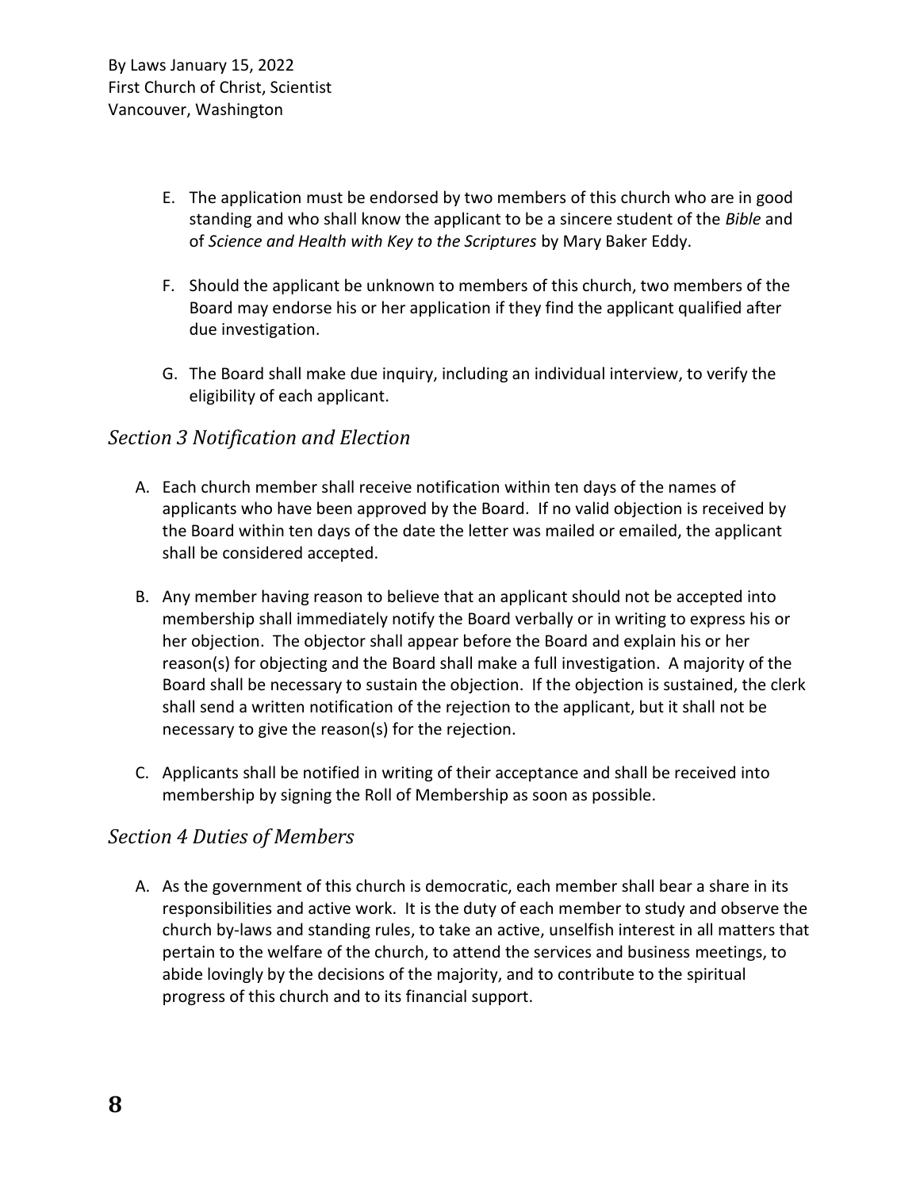E. The application must be endorsed by two members of this church who are in good standing and who shall know the applicant to be a sincere student of the *Bible* and of *Science and Health with Key to the Scriptures* by Mary Baker Eddy.

F. Should the applicant be unknown to members of this church, two members of the Board may endorse his or her application if they find the applicant qualified after due investigation.

G. The Board shall make due inquiry, including an individual interview, to verify the eligibility of each applicant.

## *Section 3 Notification and Election*

A. Each church member shall receive notification within ten days of the names of applicants who have been approved by the Board. If no valid objection is received by the Board within ten days of the date the letter was mailed or emailed, the applicant shall be considered accepted.

B. Any member having reason to believe that an applicant should not be accepted into membership shall immediately notify the Board verbally or in writing to express his or her objection. The objector shall appear before the Board and explain his or her reason(s) for objecting and the Board shall make a full investigation. A majority of the Board shall be necessary to sustain the objection. If the objection is sustained, the clerk shall send a written notification of the rejection to the applicant, but it shall not be necessary to give the reason(s) for the rejection.

C. Applicants shall be notified in writing of their acceptance and shall be received into membership by signing the Roll of Membership as soon as possible.

## *Section 4 Duties of Members*

A. As the government of this church is democratic, each member shall bear a share in its responsibilities and active work. It is the duty of each member to study and observe the church by-laws and standing rules, to take an active, unselfish interest in all matters that pertain to the welfare of the church, to attend the services and business meetings, to abide lovingly by the decisions of the majority, and to contribute to the spiritual progress of this church and to its financial support.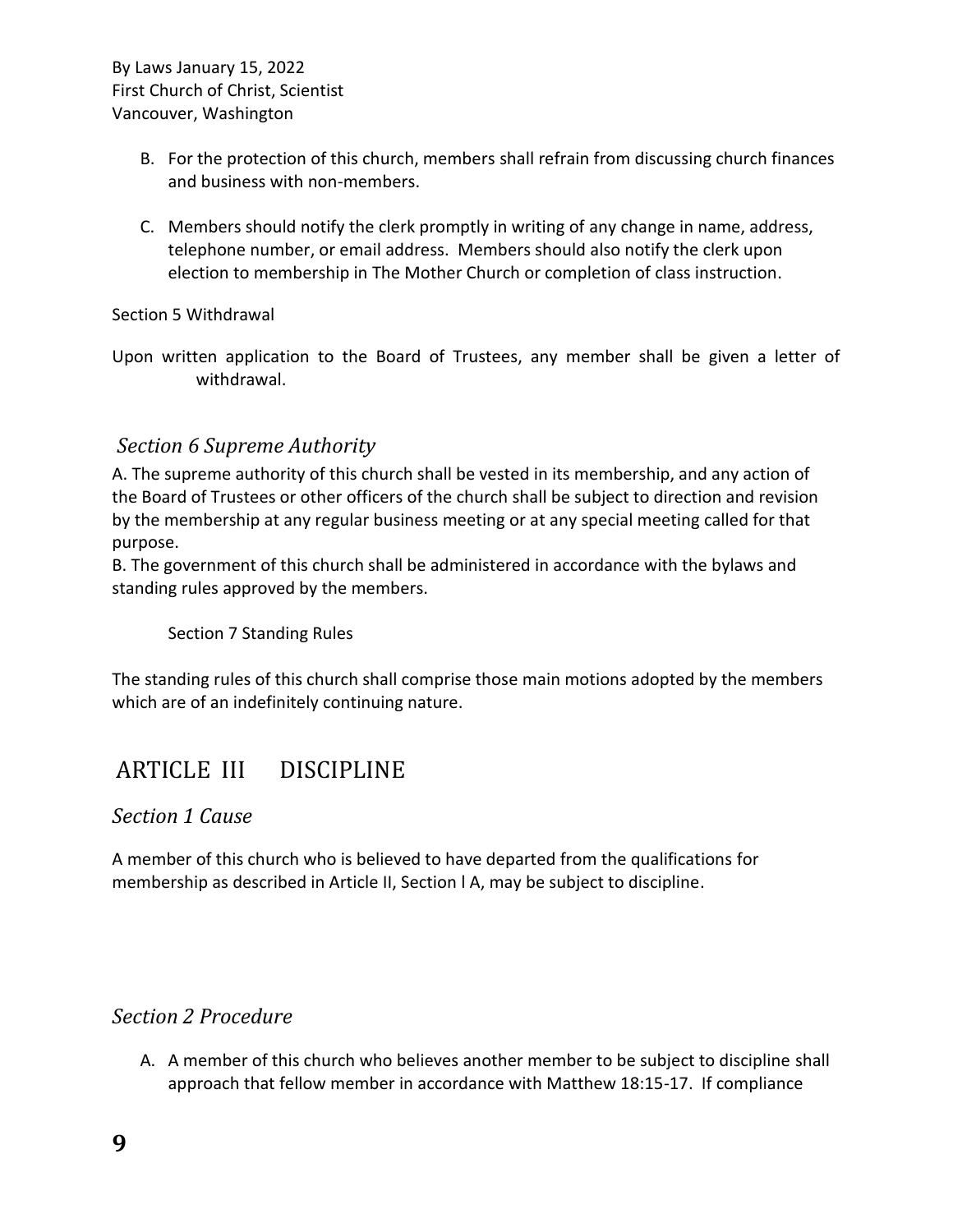B. For the protection of this church, members shall refrain from discussing church finances and business with non-members.

C. Members should notify the clerk promptly in writing of any change in name, address, telephone number, or email address. Members should also notify the clerk upon election to membership in The Mother Church or completion of class instruction.

Section 5 Withdrawal

Upon written application to the Board of Trustees, any member shall be given a letter of withdrawal.

### *Section 6 Supreme Authority*

A. The supreme authority of this church shall be vested in its membership, and any action of the Board of Trustees or other officers of the church shall be subject to direction and revision by the membership at any regular business meeting or at any special meeting called for that purpose.

B. The government of this church shall be administered in accordance with the bylaws and standing rules approved by the members.

Section 7 Standing Rules

The standing rules of this church shall comprise those main motions adopted by the members which are of an indefinitely continuing nature.

## ARTICLE III DISCIPLINE

### *Section 1 Cause*

A member of this church who is believed to have departed from the qualifications for membership as described in Article II, Section l A, may be subject to discipline.

### *Section 2 Procedure*

A. A member of this church who believes another member to be subject to discipline shall approach that fellow member in accordance with Matthew 18:15-17. If compliance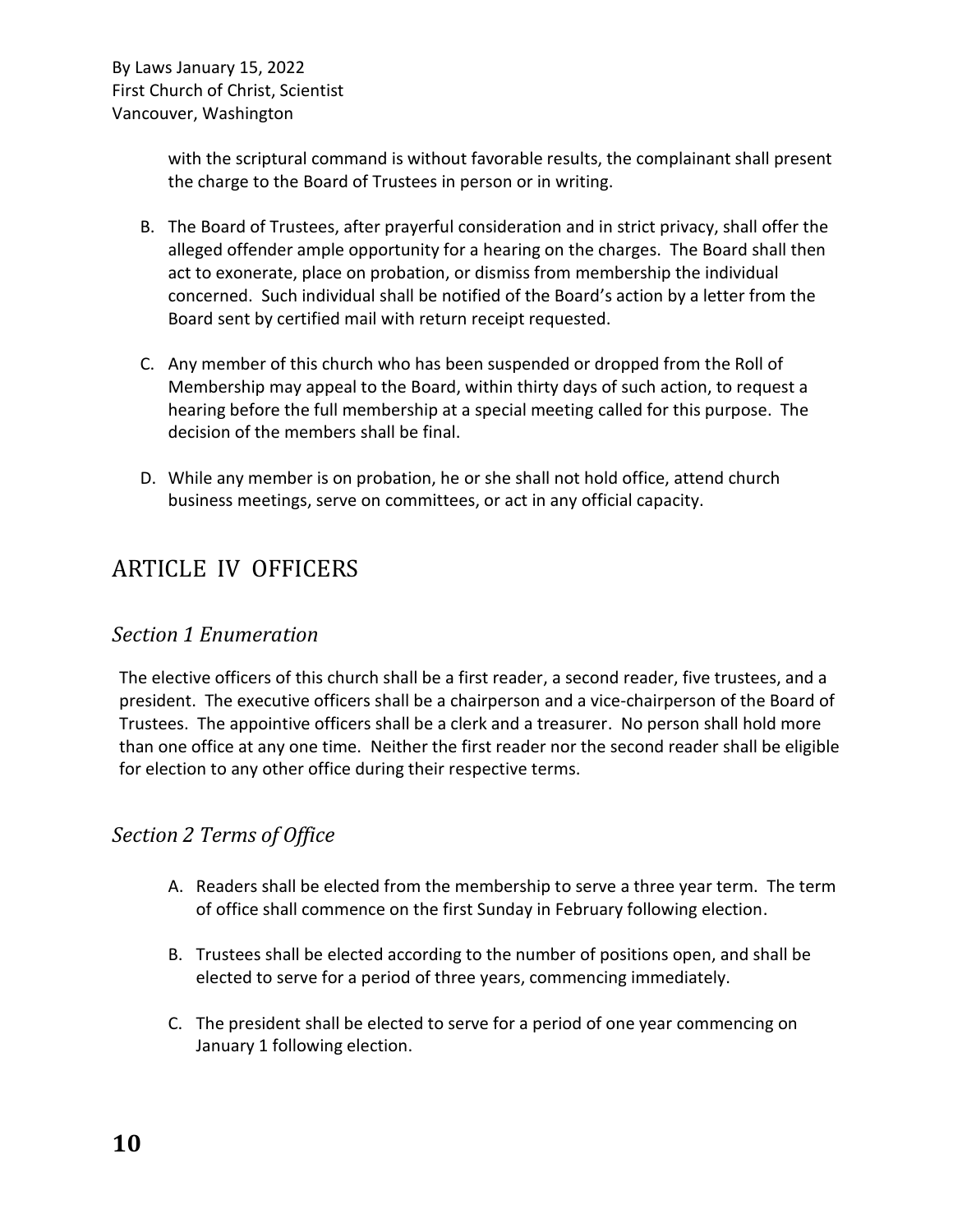with the scriptural command is without favorable results, the complainant shall present the charge to the Board of Trustees in person or in writing.

B. The Board of Trustees, after prayerful consideration and in strict privacy, shall offer the alleged offender ample opportunity for a hearing on the charges. The Board shall then act to exonerate, place on probation, or dismiss from membership the individual concerned. Such individual shall be notified of the Board's action by a letter from the Board sent by certified mail with return receipt requested.

C. Any member of this church who has been suspended or dropped from the Roll of Membership may appeal to the Board, within thirty days of such action, to request a hearing before the full membership at a special meeting called for this purpose. The decision of the members shall be final.

D. While any member is on probation, he or she shall not hold office, attend church business meetings, serve on committees, or act in any official capacity.

# ARTICLE IV OFFICERS

## *Section 1 Enumeration*

The elective officers of this church shall be a first reader, a second reader, five trustees, and a president. The executive officers shall be a chairperson and a vice-chairperson of the Board of Trustees. The appointive officers shall be a clerk and a treasurer. No person shall hold more than one office at any one time. Neither the first reader nor the second reader shall be eligible for election to any other office during their respective terms.

## *Section 2 Terms of Office*

A. Readers shall be elected from the membership to serve a three year term. The term of office shall commence on the first Sunday in February following election.

B. Trustees shall be elected according to the number of positions open, and shall be elected to serve for a period of three years, commencing immediately.

C. The president shall be elected to serve for a period of one year commencing on January 1 following election.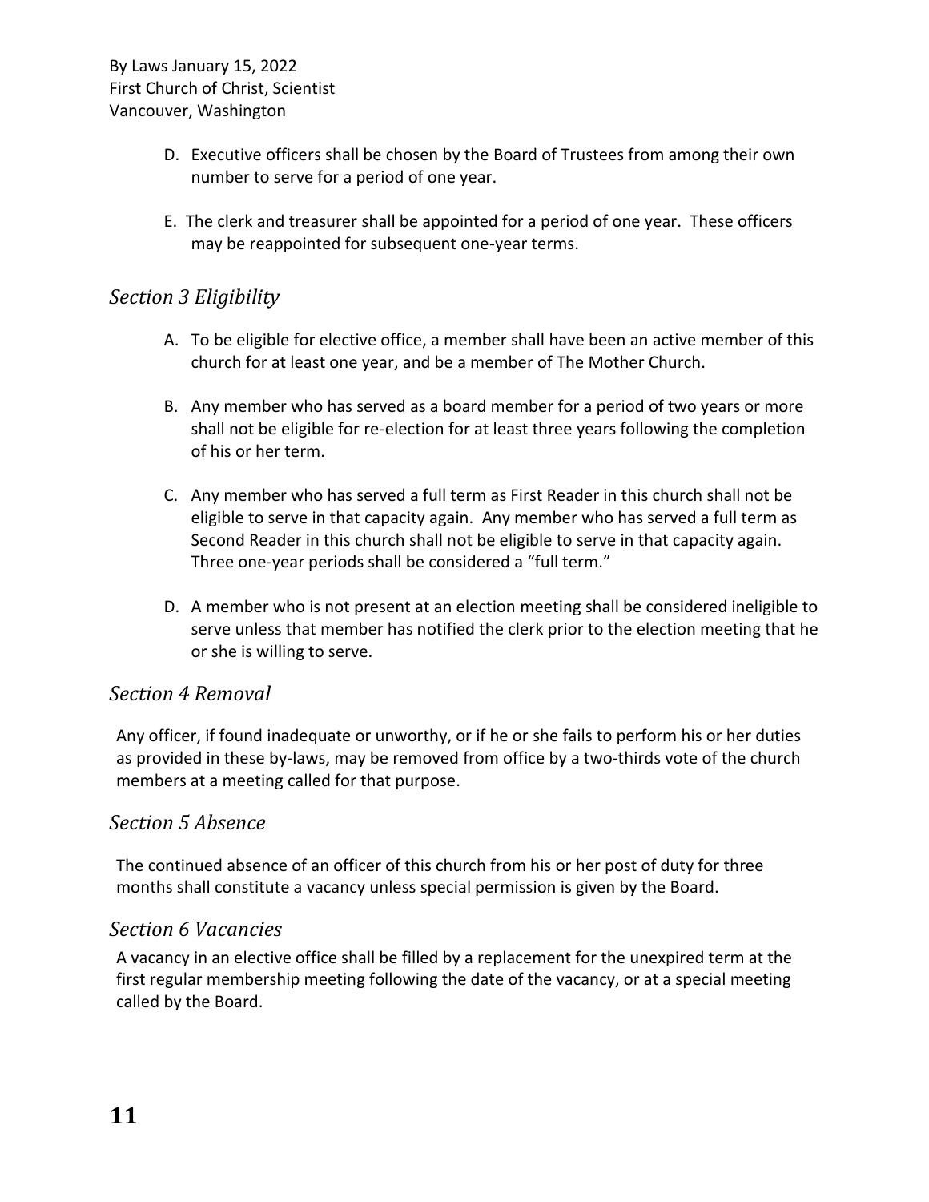D. Executive officers shall be chosen by the Board of Trustees from among their own number to serve for a period of one year.

E. The clerk and treasurer shall be appointed for a period of one year. These officers may be reappointed for subsequent one-year terms.

### *Section 3 Eligibility*

A. To be eligible for elective office, a member shall have been an active member of this church for at least one year, and be a member of The Mother Church.

B. Any member who has served as a board member for a period of two years or more shall not be eligible for re-election for at least three years following the completion of his or her term.

C. Any member who has served a full term as First Reader in this church shall not be eligible to serve in that capacity again. Any member who has served a full term as Second Reader in this church shall not be eligible to serve in that capacity again. Three one-year periods shall be considered a "full term."

D. A member who is not present at an election meeting shall be considered ineligible to serve unless that member has notified the clerk prior to the election meeting that he or she is willing to serve.

### *Section 4 Removal*

Any officer, if found inadequate or unworthy, or if he or she fails to perform his or her duties as provided in these by-laws, may be removed from office by a two-thirds vote of the church members at a meeting called for that purpose.

### *Section 5 Absence*

The continued absence of an officer of this church from his or her post of duty for three months shall constitute a vacancy unless special permission is given by the Board.

### *Section 6 Vacancies*

A vacancy in an elective office shall be filled by a replacement for the unexpired term at the first regular membership meeting following the date of the vacancy, or at a special meeting called by the Board.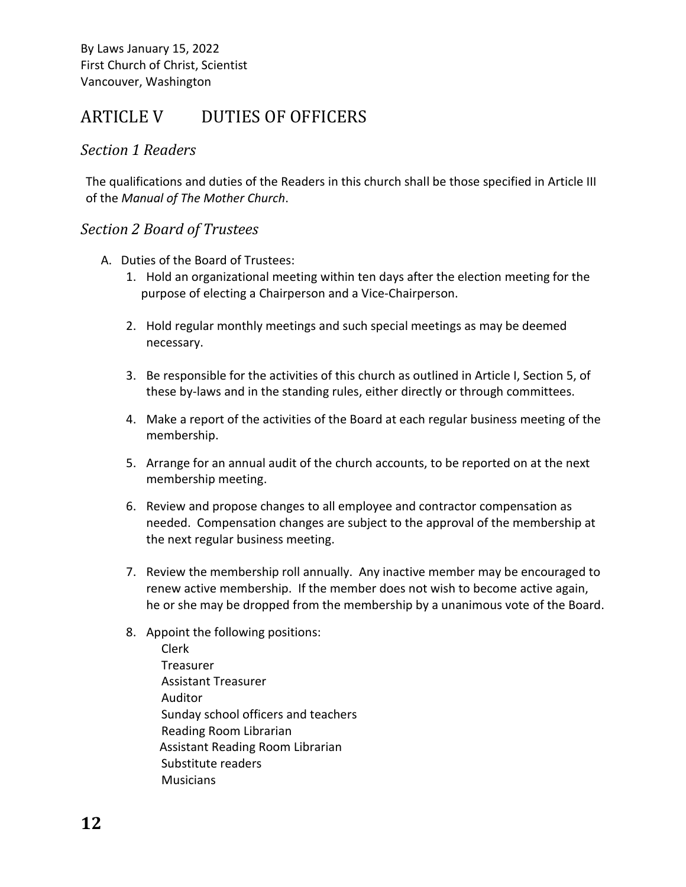## ARTICLE V DUTIES OF OFFICERS

### *Section 1 Readers*

The qualifications and duties of the Readers in this church shall be those specified in Article III of the *Manual of The Mother Church*.

### *Section 2 Board of Trustees*

A. Duties of the Board of Trustees:
   1. Hold an organizational meeting within ten days after the election meeting for the purpose of electing a Chairperson and a Vice-Chairperson.

   2. Hold regular monthly meetings and such special meetings as may be deemed necessary.

   3. Be responsible for the activities of this church as outlined in Article I, Section 5, of these by-laws and in the standing rules, either directly or through committees.

   4. Make a report of the activities of the Board at each regular business meeting of the membership.

   5. Arrange for an annual audit of the church accounts, to be reported on at the next membership meeting.

   6. Review and propose changes to all employee and contractor compensation as needed. Compensation changes are subject to the approval of the membership at the next regular business meeting.

   7. Review the membership roll annually. Any inactive member may be encouraged to renew active membership. If the member does not wish to become active again, he or she may be dropped from the membership by a unanimous vote of the Board.

   8. Appoint the following positions:
      Clerk
      Treasurer
      Assistant Treasurer
      Auditor
      Sunday school officers and teachers
      Reading Room Librarian
      Assistant Reading Room Librarian
      Substitute readers
      Musicians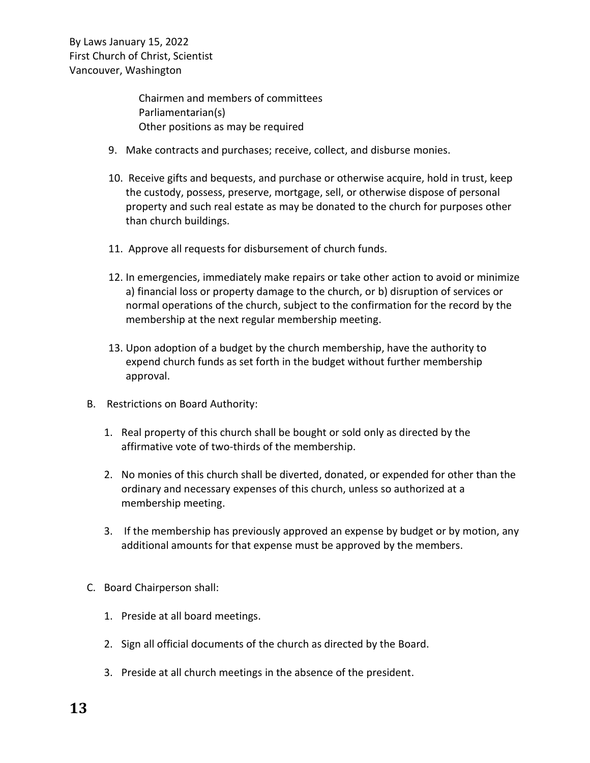Chairmen and members of committees
Parliamentarian(s)
Other positions as may be required

9. Make contracts and purchases; receive, collect, and disburse monies.

10. Receive gifts and bequests, and purchase or otherwise acquire, hold in trust, keep the custody, possess, preserve, mortgage, sell, or otherwise dispose of personal property and such real estate as may be donated to the church for purposes other than church buildings.

11. Approve all requests for disbursement of church funds.

12. In emergencies, immediately make repairs or take other action to avoid or minimize a) financial loss or property damage to the church, or b) disruption of services or normal operations of the church, subject to the confirmation for the record by the membership at the next regular membership meeting.

13. Upon adoption of a budget by the church membership, have the authority to expend church funds as set forth in the budget without further membership approval.

B. Restrictions on Board Authority:

1. Real property of this church shall be bought or sold only as directed by the affirmative vote of two-thirds of the membership.

2. No monies of this church shall be diverted, donated, or expended for other than the ordinary and necessary expenses of this church, unless so authorized at a membership meeting.

3. If the membership has previously approved an expense by budget or by motion, any additional amounts for that expense must be approved by the members.

C. Board Chairperson shall:

1. Preside at all board meetings.

2. Sign all official documents of the church as directed by the Board.

3. Preside at all church meetings in the absence of the president.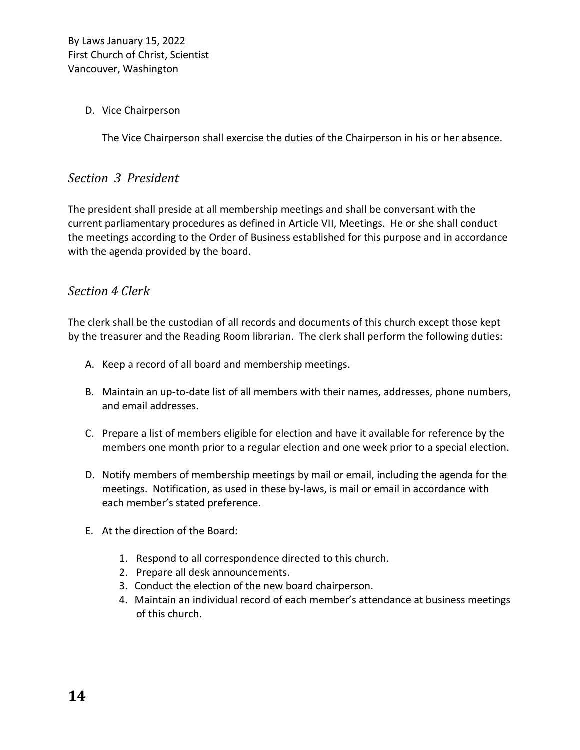D. Vice Chairperson

    The Vice Chairperson shall exercise the duties of the Chairperson in his or her absence.

### *Section 3 President*

The president shall preside at all membership meetings and shall be conversant with the current parliamentary procedures as defined in Article VII, Meetings. He or she shall conduct the meetings according to the Order of Business established for this purpose and in accordance with the agenda provided by the board.

### *Section 4 Clerk*

The clerk shall be the custodian of all records and documents of this church except those kept by the treasurer and the Reading Room librarian. The clerk shall perform the following duties:

A. Keep a record of all board and membership meetings.

B. Maintain an up-to-date list of all members with their names, addresses, phone numbers, and email addresses.

C. Prepare a list of members eligible for election and have it available for reference by the members one month prior to a regular election and one week prior to a special election.

D. Notify members of membership meetings by mail or email, including the agenda for the meetings. Notification, as used in these by-laws, is mail or email in accordance with each member's stated preference.

E. At the direction of the Board:

    1. Respond to all correspondence directed to this church.
    2. Prepare all desk announcements.
    3. Conduct the election of the new board chairperson.
    4. Maintain an individual record of each member's attendance at business meetings of this church.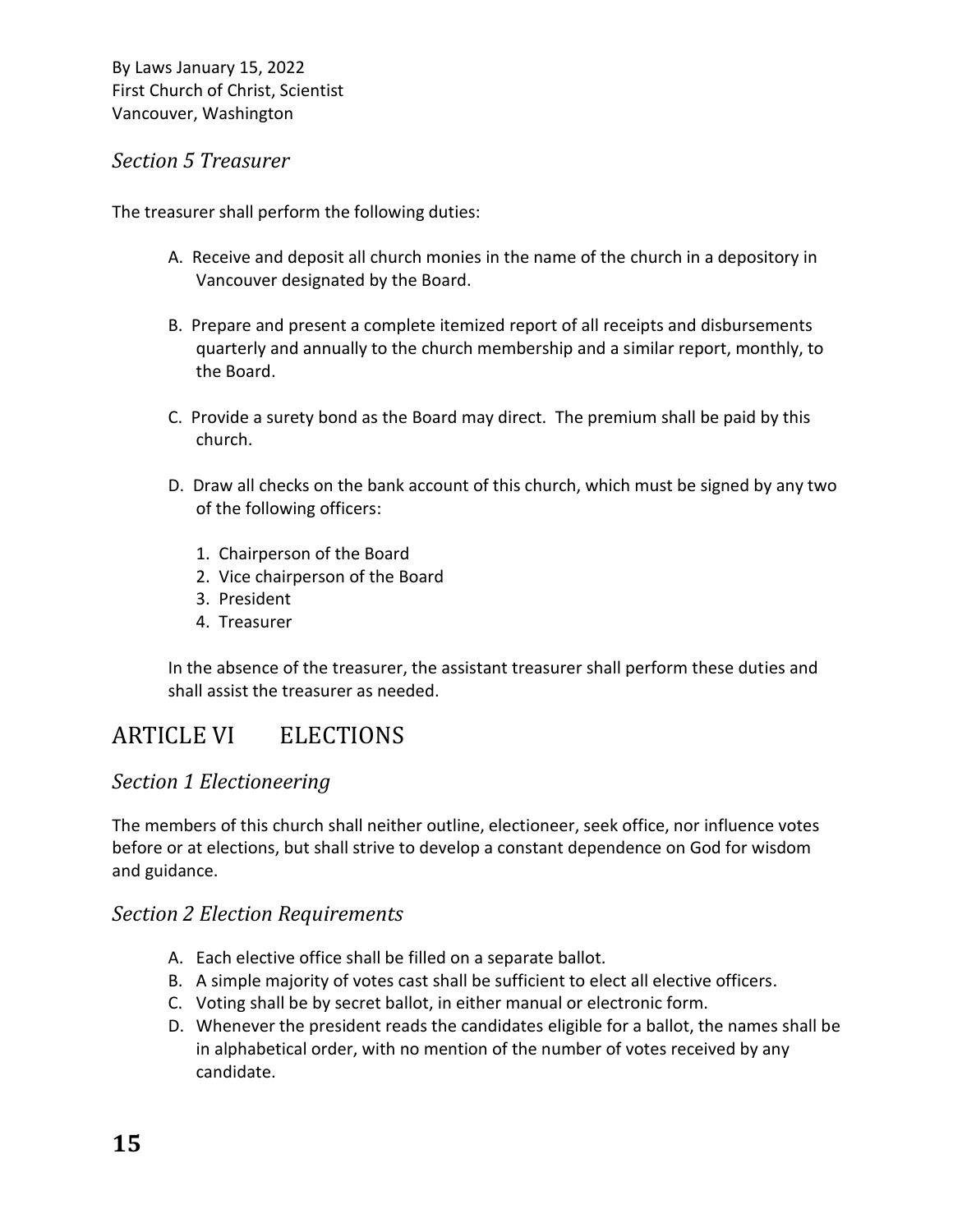### *Section 5 Treasurer*

The treasurer shall perform the following duties:

A. Receive and deposit all church monies in the name of the church in a depository in Vancouver designated by the Board.

B. Prepare and present a complete itemized report of all receipts and disbursements quarterly and annually to the church membership and a similar report, monthly, to the Board.

C. Provide a surety bond as the Board may direct. The premium shall be paid by this church.

D. Draw all checks on the bank account of this church, which must be signed by any two of the following officers:

   1. Chairperson of the Board
   2. Vice chairperson of the Board
   3. President
   4. Treasurer

In the absence of the treasurer, the assistant treasurer shall perform these duties and shall assist the treasurer as needed.

## ARTICLE VI ELECTIONS

### *Section 1 Electioneering*

The members of this church shall neither outline, electioneer, seek office, nor influence votes before or at elections, but shall strive to develop a constant dependence on God for wisdom and guidance.

### *Section 2 Election Requirements*

A. Each elective office shall be filled on a separate ballot.
B. A simple majority of votes cast shall be sufficient to elect all elective officers.
C. Voting shall be by secret ballot, in either manual or electronic form.
D. Whenever the president reads the candidates eligible for a ballot, the names shall be in alphabetical order, with no mention of the number of votes received by any candidate.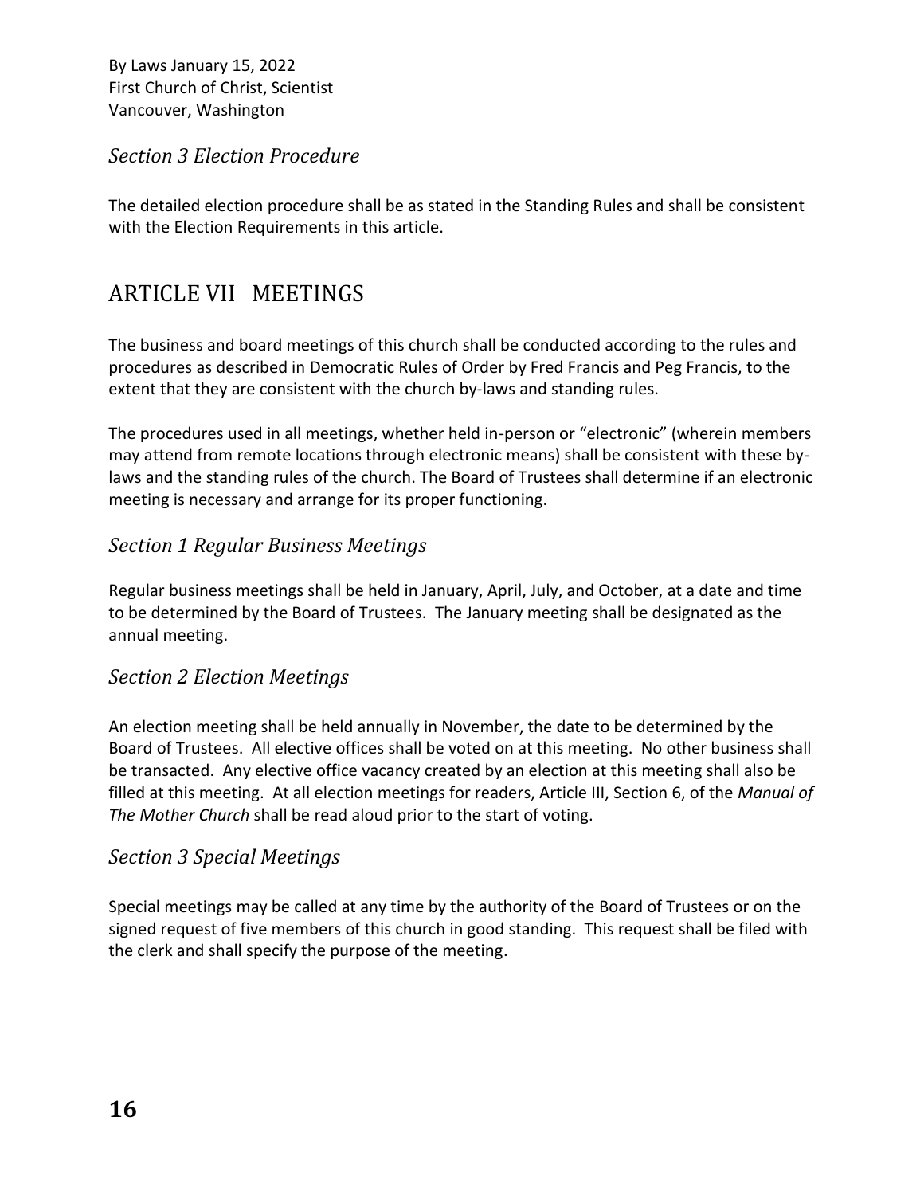### *Section 3 Election Procedure*

The detailed election procedure shall be as stated in the Standing Rules and shall be consistent with the Election Requirements in this article.

## ARTICLE VII MEETINGS

The business and board meetings of this church shall be conducted according to the rules and procedures as described in Democratic Rules of Order by Fred Francis and Peg Francis, to the extent that they are consistent with the church by-laws and standing rules.

The procedures used in all meetings, whether held in-person or "electronic" (wherein members may attend from remote locations through electronic means) shall be consistent with these by-laws and the standing rules of the church. The Board of Trustees shall determine if an electronic meeting is necessary and arrange for its proper functioning.

### *Section 1 Regular Business Meetings*

Regular business meetings shall be held in January, April, July, and October, at a date and time to be determined by the Board of Trustees. The January meeting shall be designated as the annual meeting.

### *Section 2 Election Meetings*

An election meeting shall be held annually in November, the date to be determined by the Board of Trustees. All elective offices shall be voted on at this meeting. No other business shall be transacted. Any elective office vacancy created by an election at this meeting shall also be filled at this meeting. At all election meetings for readers, Article III, Section 6, of the *Manual of The Mother Church* shall be read aloud prior to the start of voting.

### *Section 3 Special Meetings*

Special meetings may be called at any time by the authority of the Board of Trustees or on the signed request of five members of this church in good standing. This request shall be filed with the clerk and shall specify the purpose of the meeting.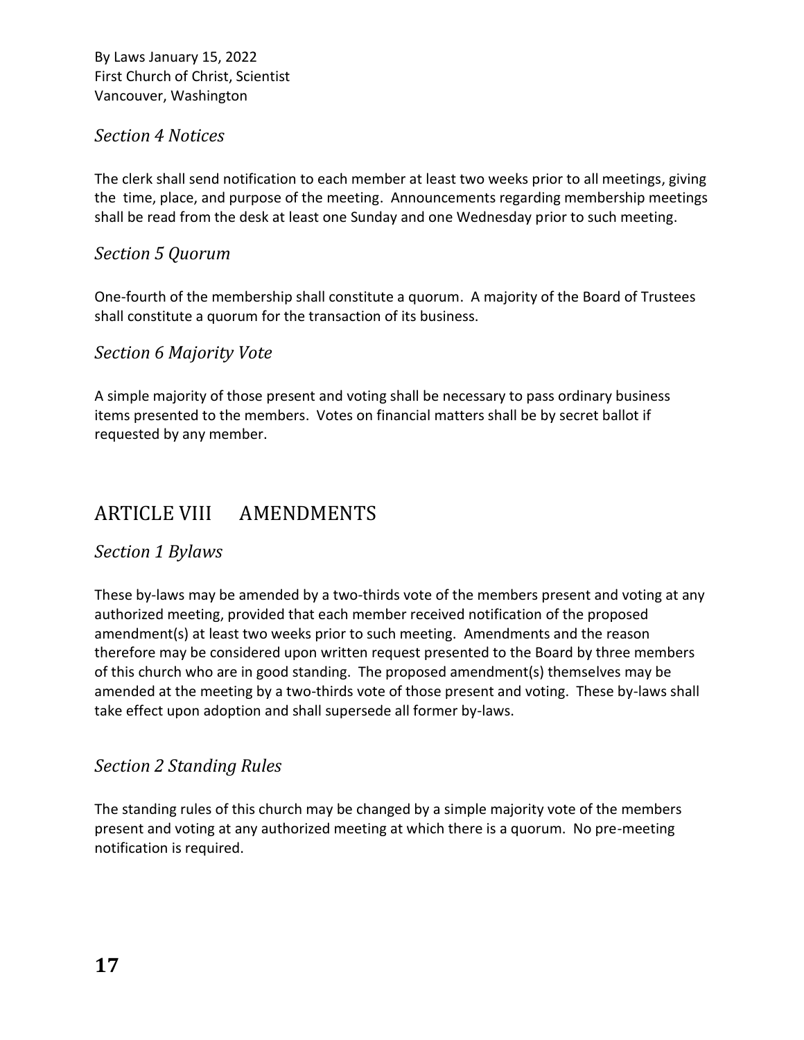### *Section 4 Notices*

The clerk shall send notification to each member at least two weeks prior to all meetings, giving the time, place, and purpose of the meeting. Announcements regarding membership meetings shall be read from the desk at least one Sunday and one Wednesday prior to such meeting.

### *Section 5 Quorum*

One-fourth of the membership shall constitute a quorum. A majority of the Board of Trustees shall constitute a quorum for the transaction of its business.

### *Section 6 Majority Vote*

A simple majority of those present and voting shall be necessary to pass ordinary business items presented to the members. Votes on financial matters shall be by secret ballot if requested by any member.

## ARTICLE VIII AMENDMENTS

### *Section 1 Bylaws*

These by-laws may be amended by a two-thirds vote of the members present and voting at any authorized meeting, provided that each member received notification of the proposed amendment(s) at least two weeks prior to such meeting. Amendments and the reason therefore may be considered upon written request presented to the Board by three members of this church who are in good standing. The proposed amendment(s) themselves may be amended at the meeting by a two-thirds vote of those present and voting. These by-laws shall take effect upon adoption and shall supersede all former by-laws.

### *Section 2 Standing Rules*

The standing rules of this church may be changed by a simple majority vote of the members present and voting at any authorized meeting at which there is a quorum. No pre-meeting notification is required.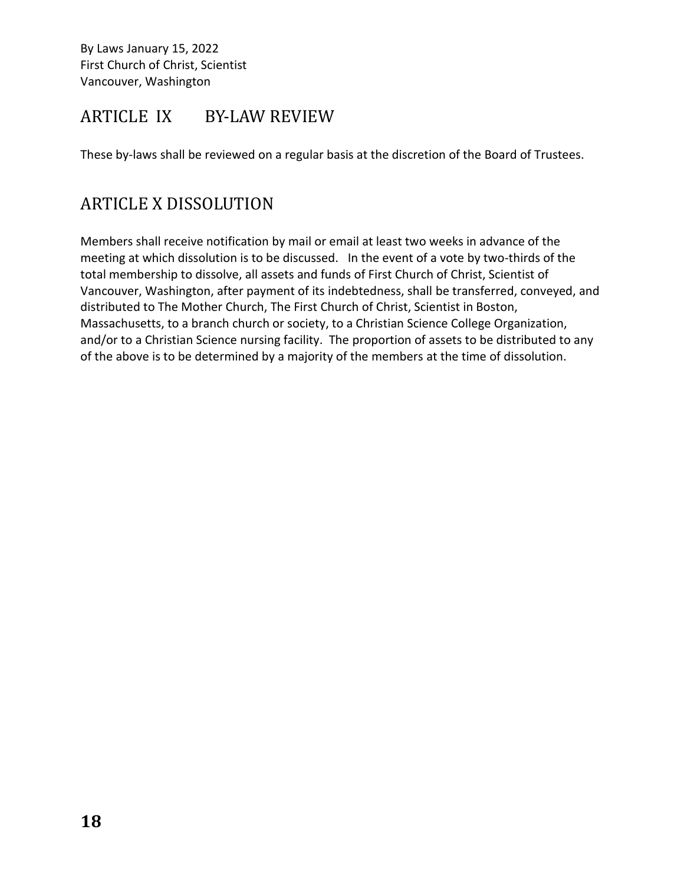## ARTICLE IX BY-LAW REVIEW

These by-laws shall be reviewed on a regular basis at the discretion of the Board of Trustees.

## ARTICLE X DISSOLUTION

Members shall receive notification by mail or email at least two weeks in advance of the meeting at which dissolution is to be discussed. In the event of a vote by two-thirds of the total membership to dissolve, all assets and funds of First Church of Christ, Scientist of Vancouver, Washington, after payment of its indebtedness, shall be transferred, conveyed, and distributed to The Mother Church, The First Church of Christ, Scientist in Boston, Massachusetts, to a branch church or society, to a Christian Science College Organization, and/or to a Christian Science nursing facility. The proportion of assets to be distributed to any of the above is to be determined by a majority of the members at the time of dissolution.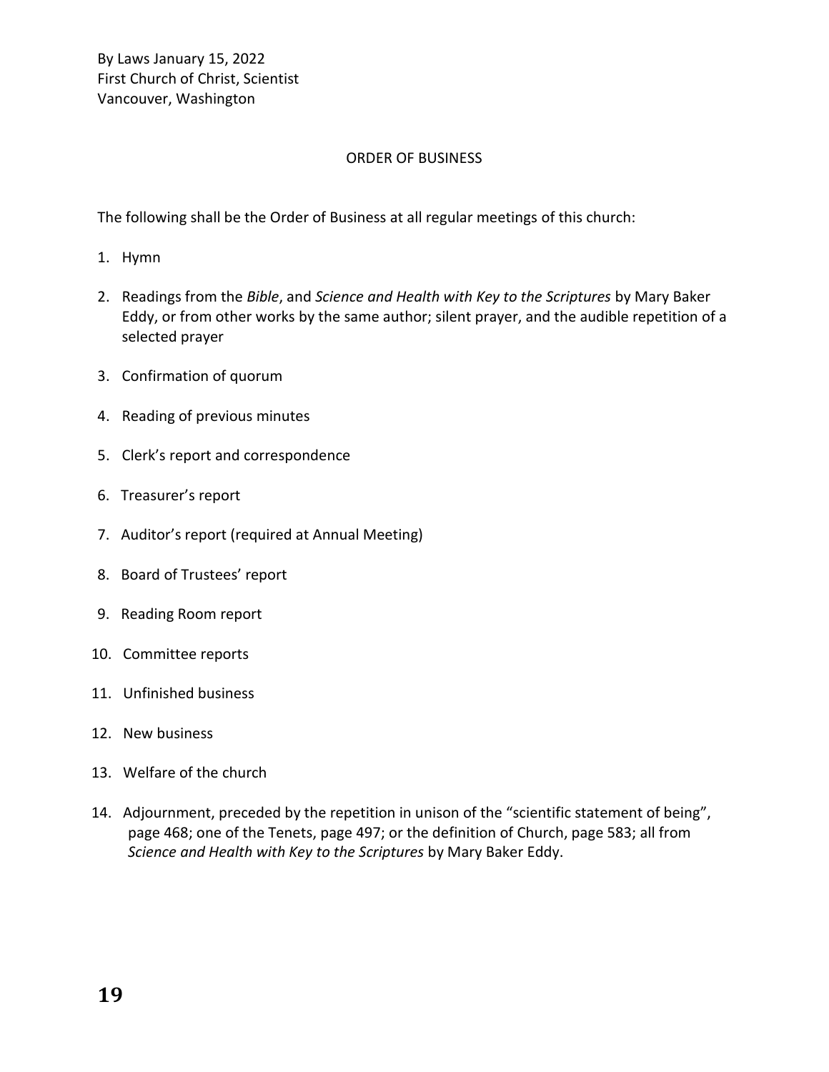By Laws January 15, 2022
First Church of Christ, Scientist
Vancouver, Washington

## ORDER OF BUSINESS

The following shall be the Order of Business at all regular meetings of this church:

1. Hymn
2. Readings from the *Bible*, and *Science and Health with Key to the Scriptures* by Mary Baker Eddy, or from other works by the same author; silent prayer, and the audible repetition of a selected prayer
3. Confirmation of quorum
4. Reading of previous minutes
5. Clerk's report and correspondence
6. Treasurer's report
7. Auditor's report (required at Annual Meeting)
8. Board of Trustees' report
9. Reading Room report
10. Committee reports
11. Unfinished business
12. New business
13. Welfare of the church
14. Adjournment, preceded by the repetition in unison of the "scientific statement of being", page 468; one of the Tenets, page 497; or the definition of Church, page 583; all from *Science and Health with Key to the Scriptures* by Mary Baker Eddy.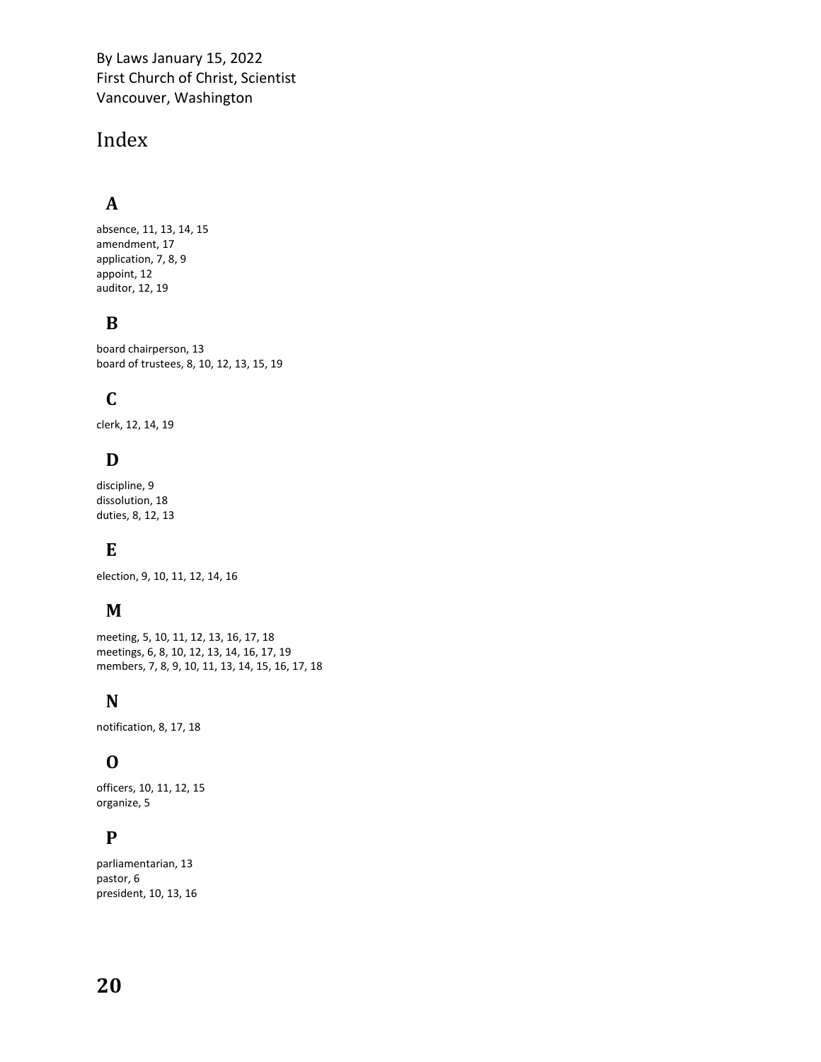By Laws January 15, 2022
First Church of Christ, Scientist
Vancouver, Washington

# Index

## A

absence, 11, 13, 14, 15
amendment, 17
application, 7, 8, 9
appoint, 12
auditor, 12, 19

## B

board chairperson, 13
board of trustees, 8, 10, 12, 13, 15, 19

## C

clerk, 12, 14, 19

## D

discipline, 9
dissolution, 18
duties, 8, 12, 13

## E

election, 9, 10, 11, 12, 14, 16

## M

meeting, 5, 10, 11, 12, 13, 16, 17, 18
meetings, 6, 8, 10, 12, 13, 14, 16, 17, 19
members, 7, 8, 9, 10, 11, 13, 14, 15, 16, 17, 18

## N

notification, 8, 17, 18

## O

officers, 10, 11, 12, 15
organize, 5

## P

parliamentarian, 13
pastor, 6
president, 10, 13, 16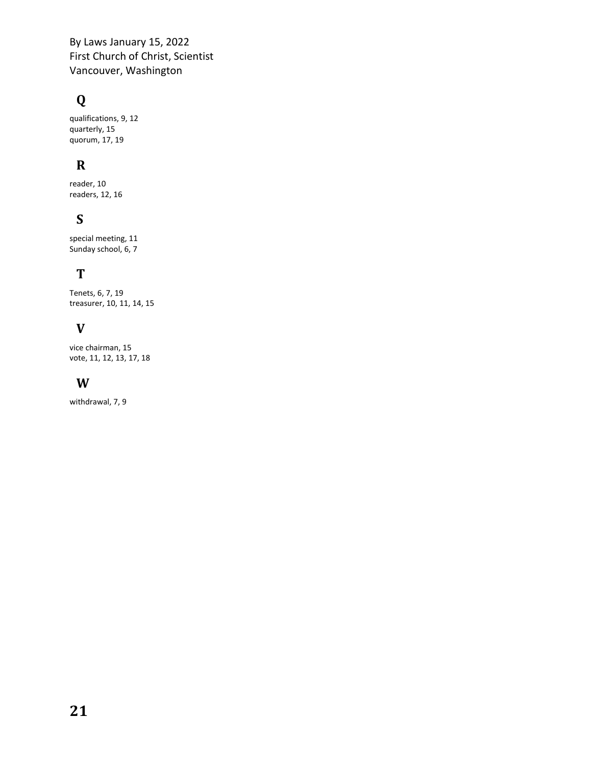## Q

qualifications, 9, 12
quarterly, 15
quorum, 17, 19

## R

reader, 10
readers, 12, 16

## S

special meeting, 11
Sunday school, 6, 7

## T

Tenets, 6, 7, 19
treasurer, 10, 11, 14, 15

## V

vice chairman, 15
vote, 11, 12, 13, 17, 18

## W

withdrawal, 7, 9